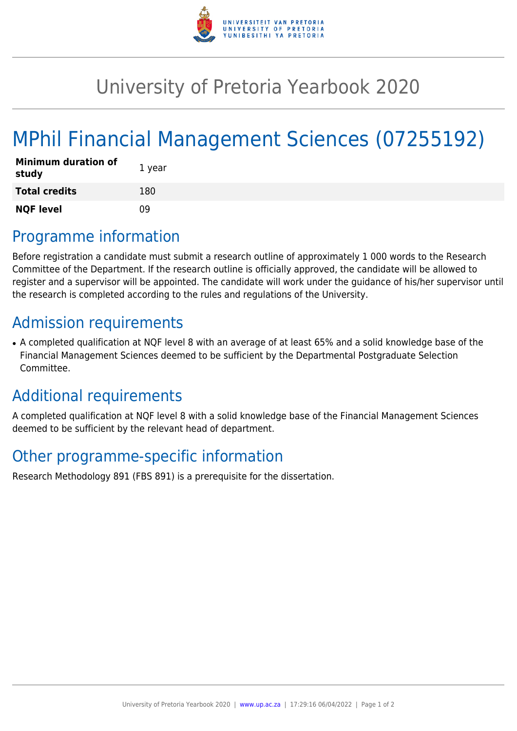# University of Pretoria Yearbook 2020

## MPhil Financial Management Sciences (07255192)

| | |
|---|---|
| **Minimum duration of study** | 1 year |
| **Total credits** | 180 |
| **NQF level** | 09 |

## Programme information

Before registration a candidate must submit a research outline of approximately 1 000 words to the Research Committee of the Department. If the research outline is officially approved, the candidate will be allowed to register and a supervisor will be appointed. The candidate will work under the guidance of his/her supervisor until the research is completed according to the rules and regulations of the University.

## Admission requirements

- A completed qualification at NQF level 8 with an average of at least 65% and a solid knowledge base of the Financial Management Sciences deemed to be sufficient by the Departmental Postgraduate Selection Committee.

## Additional requirements

A completed qualification at NQF level 8 with a solid knowledge base of the Financial Management Sciences deemed to be sufficient by the relevant head of department.

## Other programme-specific information

Research Methodology 891 (FBS 891) is a prerequisite for the dissertation.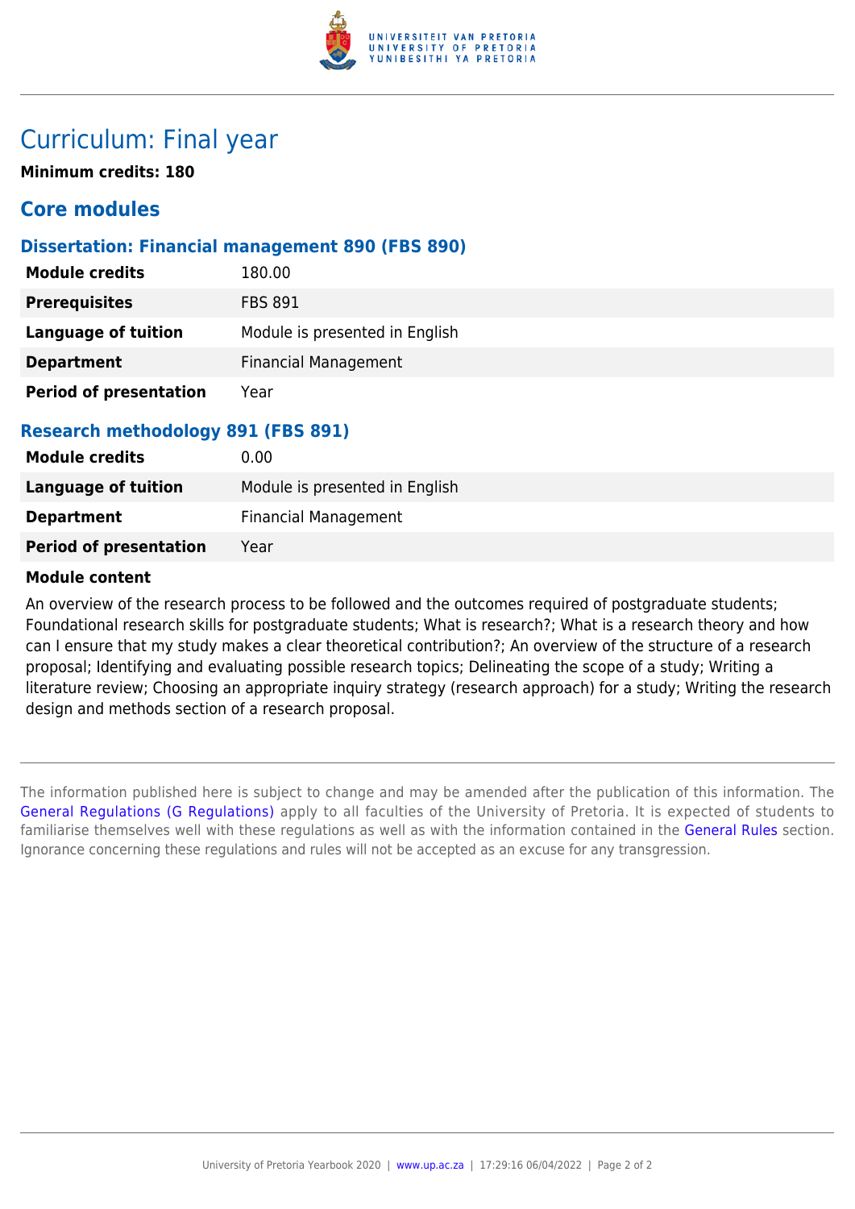# Curriculum: Final year

**Minimum credits: 180**

## Core modules

### Dissertation: Financial management 890 (FBS 890)

| | |
|---|---|
| **Module credits** | 180.00 |
| **Prerequisites** | FBS 891 |
| **Language of tuition** | Module is presented in English |
| **Department** | Financial Management |
| **Period of presentation** | Year |

### Research methodology 891 (FBS 891)

| | |
|---|---|
| **Module credits** | 0.00 |
| **Language of tuition** | Module is presented in English |
| **Department** | Financial Management |
| **Period of presentation** | Year |

**Module content**

An overview of the research process to be followed and the outcomes required of postgraduate students; Foundational research skills for postgraduate students; What is research?; What is a research theory and how can I ensure that my study makes a clear theoretical contribution?; An overview of the structure of a research proposal; Identifying and evaluating possible research topics; Delineating the scope of a study; Writing a literature review; Choosing an appropriate inquiry strategy (research approach) for a study; Writing the research design and methods section of a research proposal.

The information published here is subject to change and may be amended after the publication of this information. The General Regulations (G Regulations) apply to all faculties of the University of Pretoria. It is expected of students to familiarise themselves well with these regulations as well as with the information contained in the General Rules section. Ignorance concerning these regulations and rules will not be accepted as an excuse for any transgression.